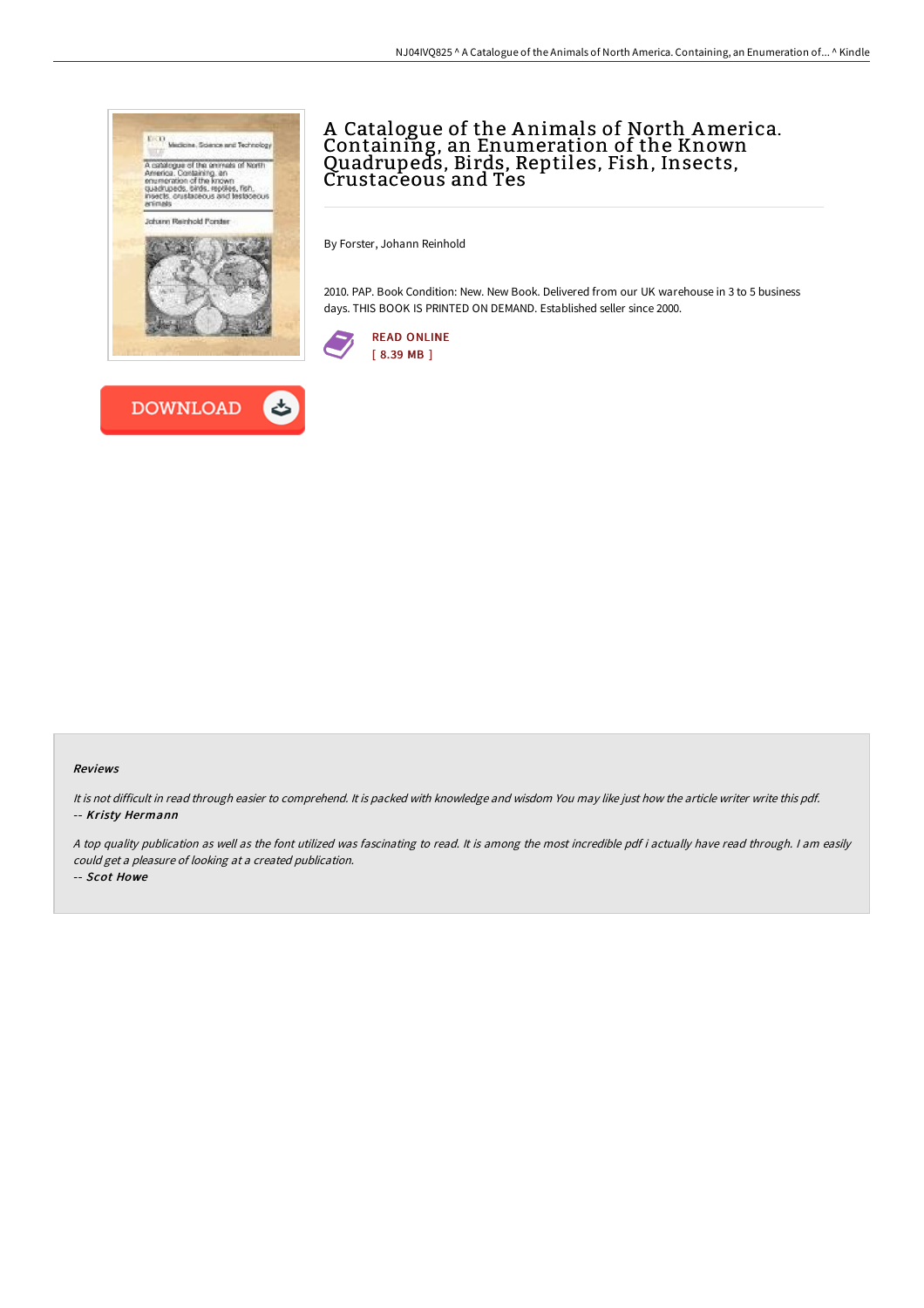# A Catalogue of the Animals of North America. Containing, an Enumeration of the Known Quadrupeds, Birds, Reptiles, Fish, Insects, Crustaceous and Tes

By Forster, Johann Reinhold

2010. PAP. Book Condition: New. New Book. Delivered from our UK warehouse in 3 to 5 business days. THIS BOOK IS PRINTED ON DEMAND. Established seller since 2000.

READ ONLINE
[ 8.39 MB ]

DOWNLOAD

### Reviews

*It is not difficult in read through easier to comprehend. It is packed with knowledge and wisdom You may like just how the article writer write this pdf.*
-- ***Kristy Hermann***

*A top quality publication as well as the font utilized was fascinating to read. It is among the most incredible pdf i actually have read through. I am easily could get a pleasure of looking at a created publication.*
-- ***Scot Howe***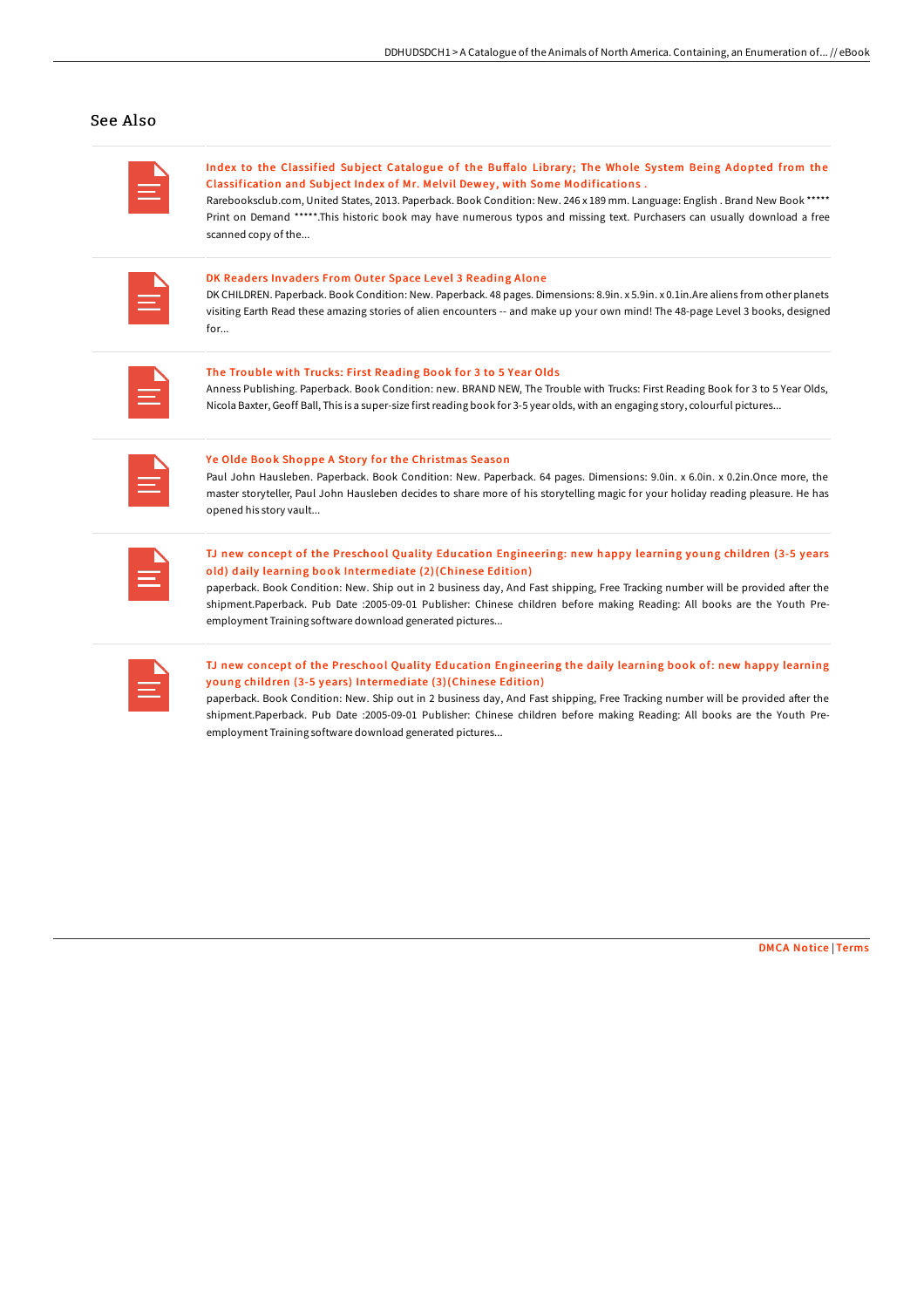## See Also

**Index to the Classified Subject Catalogue of the Buffalo Library; The Whole System Being Adopted from the Classification and Subject Index of Mr. Melvil Dewey, with Some Modifications .**

Rarebooksclub.com, United States, 2013. Paperback. Book Condition: New. 246 x 189 mm. Language: English . Brand New Book ***** Print on Demand *****.This historic book may have numerous typos and missing text. Purchasers can usually download a free scanned copy of the...

**DK Readers Invaders From Outer Space Level 3 Reading Alone**

DK CHILDREN. Paperback. Book Condition: New. Paperback. 48 pages. Dimensions: 8.9in. x 5.9in. x 0.1in.Are aliens from other planets visiting Earth Read these amazing stories of alien encounters -- and make up your own mind! The 48-page Level 3 books, designed for...

**The Trouble with Trucks: First Reading Book for 3 to 5 Year Olds**

Anness Publishing. Paperback. Book Condition: new. BRAND NEW, The Trouble with Trucks: First Reading Book for 3 to 5 Year Olds, Nicola Baxter, Geoff Ball, This is a super-size first reading book for 3-5 year olds, with an engaging story, colourful pictures...

**Ye Olde Book Shoppe A Story for the Christmas Season**

Paul John Hausleben. Paperback. Book Condition: New. Paperback. 64 pages. Dimensions: 9.0in. x 6.0in. x 0.2in.Once more, the master storyteller, Paul John Hausleben decides to share more of his storytelling magic for your holiday reading pleasure. He has opened his story vault...

**TJ new concept of the Preschool Quality Education Engineering: new happy learning young children (3-5 years old) daily learning book Intermediate (2)(Chinese Edition)**

paperback. Book Condition: New. Ship out in 2 business day, And Fast shipping, Free Tracking number will be provided after the shipment.Paperback. Pub Date :2005-09-01 Publisher: Chinese children before making Reading: All books are the Youth Pre-employment Training software download generated pictures...

**TJ new concept of the Preschool Quality Education Engineering the daily learning book of: new happy learning young children (3-5 years) Intermediate (3)(Chinese Edition)**

paperback. Book Condition: New. Ship out in 2 business day, And Fast shipping, Free Tracking number will be provided after the shipment.Paperback. Pub Date :2005-09-01 Publisher: Chinese children before making Reading: All books are the Youth Pre-employment Training software download generated pictures...